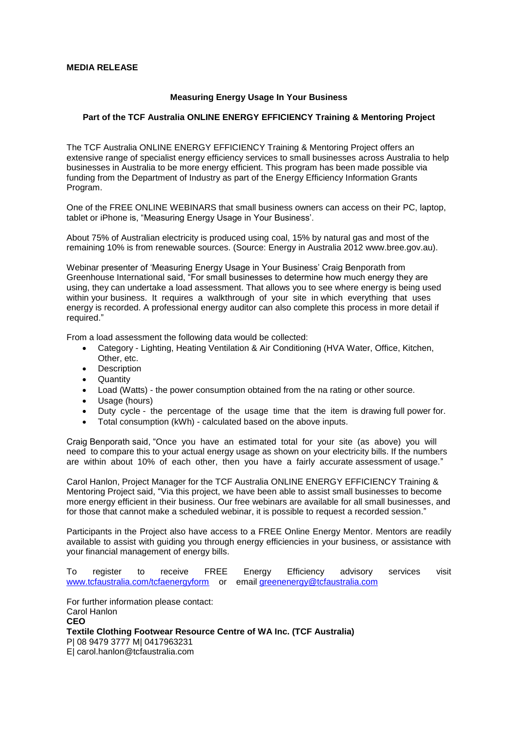**MEDIA RELEASE**

**Measuring Energy Usage In Your Business**

**Part of the TCF Australia ONLINE ENERGY EFFICIENCY Training & Mentoring Project**

The TCF Australia ONLINE ENERGY EFFICIENCY Training & Mentoring Project offers an extensive range of specialist energy efficiency services to small businesses across Australia to help businesses in Australia to be more energy efficient. This program has been made possible via funding from the Department of Industry as part of the Energy Efficiency Information Grants Program.

One of the FREE ONLINE WEBINARS that small business owners can access on their PC, laptop, tablet or iPhone is, "Measuring Energy Usage in Your Business'.

About 75% of Australian electricity is produced using coal, 15% by natural gas and most of the remaining 10% is from renewable sources. (Source: Energy in Australia 2012 www.bree.gov.au).

Webinar presenter of 'Measuring Energy Usage in Your Business' Craig Benporath from Greenhouse International said, "For small businesses to determine how much energy they are using, they can undertake a load assessment. That allows you to see where energy is being used within your business. It requires a walkthrough of your site in which everything that uses energy is recorded. A professional energy auditor can also complete this process in more detail if required."

From a load assessment the following data would be collected:

- Category - Lighting, Heating Ventilation & Air Conditioning (HVA Water, Office, Kitchen, Other, etc.
- Description
- Quantity
- Load (Watts) - the power consumption obtained from the na rating or other source.
- Usage (hours)
- Duty cycle - the percentage of the usage time that the item is drawing full power for.
- Total consumption (kWh) - calculated based on the above inputs.

Craig Benporath said, "Once you have an estimated total for your site (as above) you will need to compare this to your actual energy usage as shown on your electricity bills. If the numbers are within about 10% of each other, then you have a fairly accurate assessment of usage."

Carol Hanlon, Project Manager for the TCF Australia ONLINE ENERGY EFFICIENCY Training & Mentoring Project said, "Via this project, we have been able to assist small businesses to become more energy efficient in their business. Our free webinars are available for all small businesses, and for those that cannot make a scheduled webinar, it is possible to request a recorded session."

Participants in the Project also have access to a FREE Online Energy Mentor. Mentors are readily available to assist with guiding you through energy efficiencies in your business, or assistance with your financial management of energy bills.

To register to receive FREE Energy Efficiency advisory services visit www.tcfaustralia.com/tcfaenergyform or email greenenergy@tcfaustralia.com

For further information please contact:
Carol Hanlon
**CEO**
**Textile Clothing Footwear Resource Centre of WA Inc. (TCF Australia)**
P| 08 9479 3777 M| 0417963231
E| carol.hanlon@tcfaustralia.com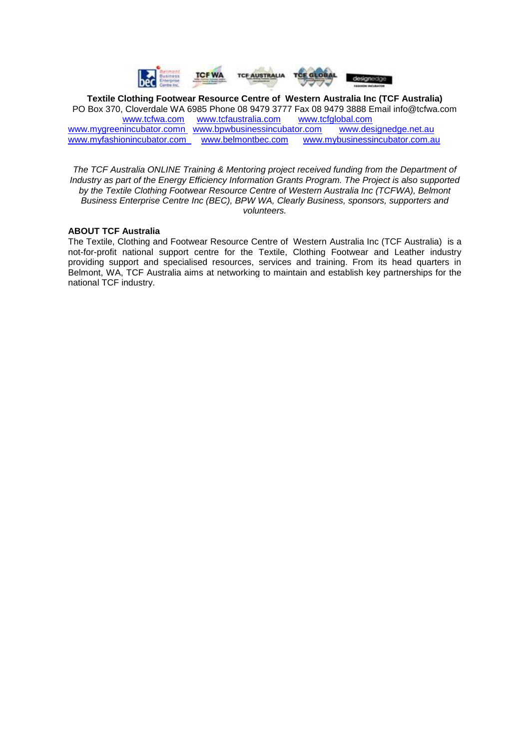**Textile Clothing Footwear Resource Centre of Western Australia Inc (TCF Australia)**
PO Box 370, Cloverdale WA 6985 Phone 08 9479 3777 Fax 08 9479 3888 Email info@tcfwa.com
www.tcfwa.com www.tcfaustralia.com www.tcfglobal.com
www.mygreenincubator.comn www.bpwbusinessincubator.com www.designedge.net.au
www.myfashionincubator.com www.belmontbec.com www.mybusinessincubator.com.au

*The TCF Australia ONLINE Training & Mentoring project received funding from the Department of Industry as part of the Energy Efficiency Information Grants Program. The Project is also supported by the Textile Clothing Footwear Resource Centre of Western Australia Inc (TCFWA), Belmont Business Enterprise Centre Inc (BEC), BPW WA, Clearly Business, sponsors, supporters and volunteers.*

**ABOUT TCF Australia**

The Textile, Clothing and Footwear Resource Centre of Western Australia Inc (TCF Australia) is a not-for-profit national support centre for the Textile, Clothing Footwear and Leather industry providing support and specialised resources, services and training. From its head quarters in Belmont, WA, TCF Australia aims at networking to maintain and establish key partnerships for the national TCF industry.